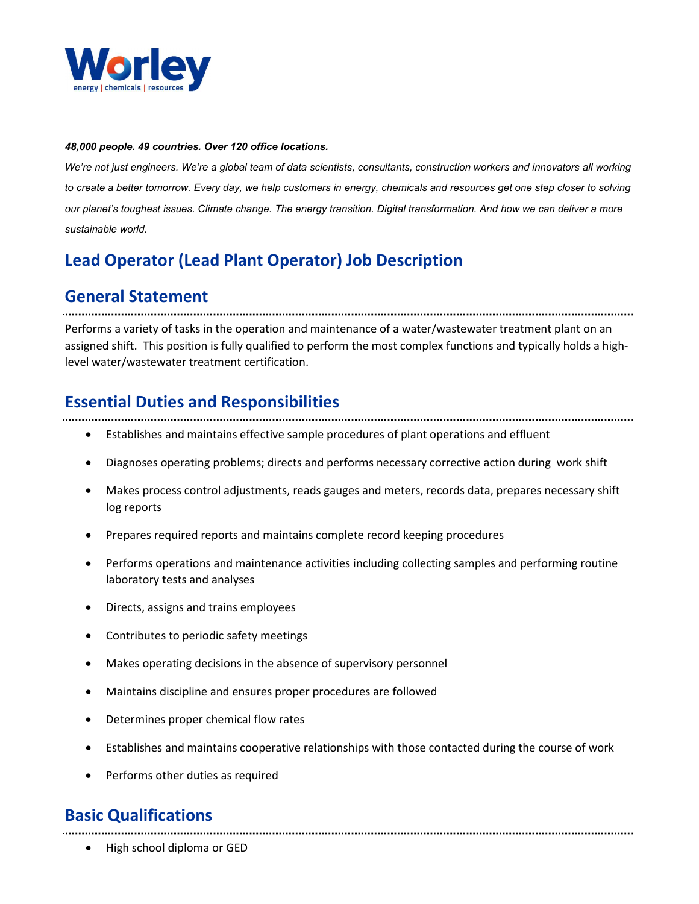***48,000 people. 49 countries. Over 120 office locations.***

*We're not just engineers. We're a global team of data scientists, consultants, construction workers and innovators all working to create a better tomorrow. Every day, we help customers in energy, chemicals and resources get one step closer to solving our planet's toughest issues. Climate change. The energy transition. Digital transformation. And how we can deliver a more sustainable world.*

# Lead Operator (Lead Plant Operator) Job Description

## General Statement

Performs a variety of tasks in the operation and maintenance of a water/wastewater treatment plant on an assigned shift. This position is fully qualified to perform the most complex functions and typically holds a high-level water/wastewater treatment certification.

## Essential Duties and Responsibilities

- Establishes and maintains effective sample procedures of plant operations and effluent
- Diagnoses operating problems; directs and performs necessary corrective action during work shift
- Makes process control adjustments, reads gauges and meters, records data, prepares necessary shift log reports
- Prepares required reports and maintains complete record keeping procedures
- Performs operations and maintenance activities including collecting samples and performing routine laboratory tests and analyses
- Directs, assigns and trains employees
- Contributes to periodic safety meetings
- Makes operating decisions in the absence of supervisory personnel
- Maintains discipline and ensures proper procedures are followed
- Determines proper chemical flow rates
- Establishes and maintains cooperative relationships with those contacted during the course of work
- Performs other duties as required

## Basic Qualifications

- High school diploma or GED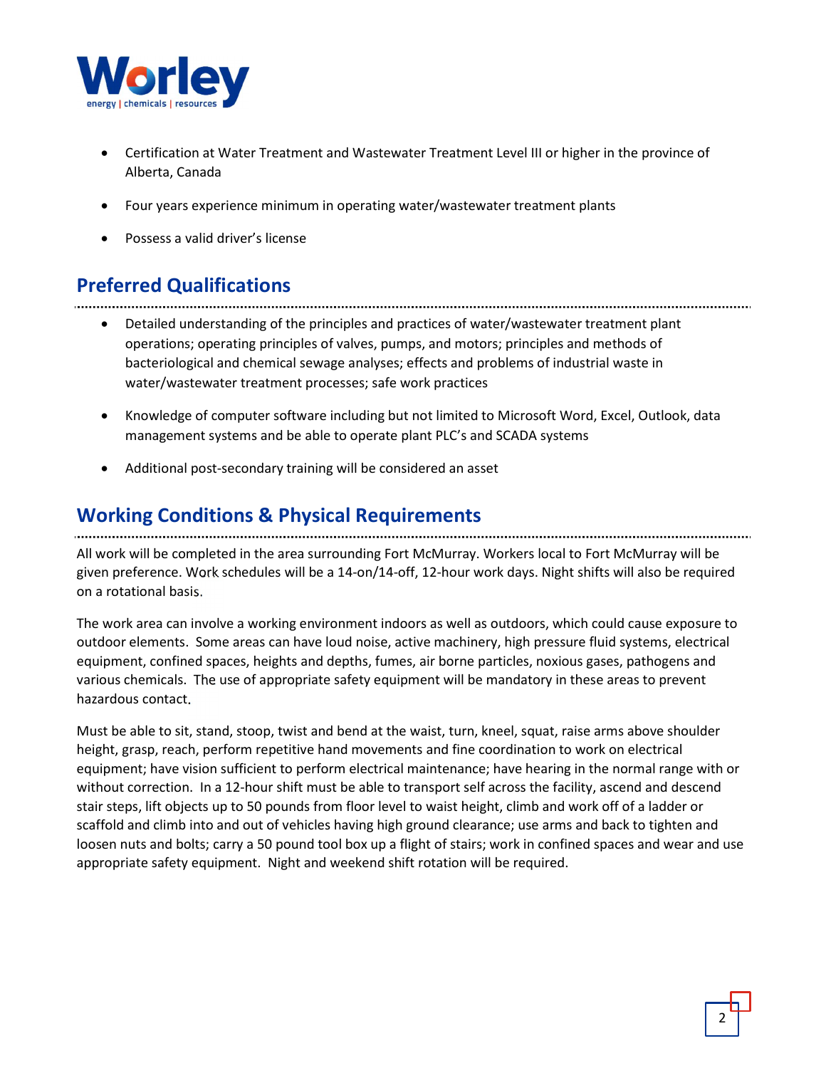- Certification at Water Treatment and Wastewater Treatment Level III or higher in the province of Alberta, Canada
- Four years experience minimum in operating water/wastewater treatment plants
- Possess a valid driver's license

## Preferred Qualifications

- Detailed understanding of the principles and practices of water/wastewater treatment plant operations; operating principles of valves, pumps, and motors; principles and methods of bacteriological and chemical sewage analyses; effects and problems of industrial waste in water/wastewater treatment processes; safe work practices
- Knowledge of computer software including but not limited to Microsoft Word, Excel, Outlook, data management systems and be able to operate plant PLC's and SCADA systems
- Additional post-secondary training will be considered an asset

## Working Conditions & Physical Requirements

All work will be completed in the area surrounding Fort McMurray. Workers local to Fort McMurray will be given preference. Work schedules will be a 14-on/14-off, 12-hour work days. Night shifts will also be required on a rotational basis.

The work area can involve a working environment indoors as well as outdoors, which could cause exposure to outdoor elements. Some areas can have loud noise, active machinery, high pressure fluid systems, electrical equipment, confined spaces, heights and depths, fumes, air borne particles, noxious gases, pathogens and various chemicals. The use of appropriate safety equipment will be mandatory in these areas to prevent hazardous contact.

Must be able to sit, stand, stoop, twist and bend at the waist, turn, kneel, squat, raise arms above shoulder height, grasp, reach, perform repetitive hand movements and fine coordination to work on electrical equipment; have vision sufficient to perform electrical maintenance; have hearing in the normal range with or without correction. In a 12-hour shift must be able to transport self across the facility, ascend and descend stair steps, lift objects up to 50 pounds from floor level to waist height, climb and work off of a ladder or scaffold and climb into and out of vehicles having high ground clearance; use arms and back to tighten and loosen nuts and bolts; carry a 50 pound tool box up a flight of stairs; work in confined spaces and wear and use appropriate safety equipment. Night and weekend shift rotation will be required.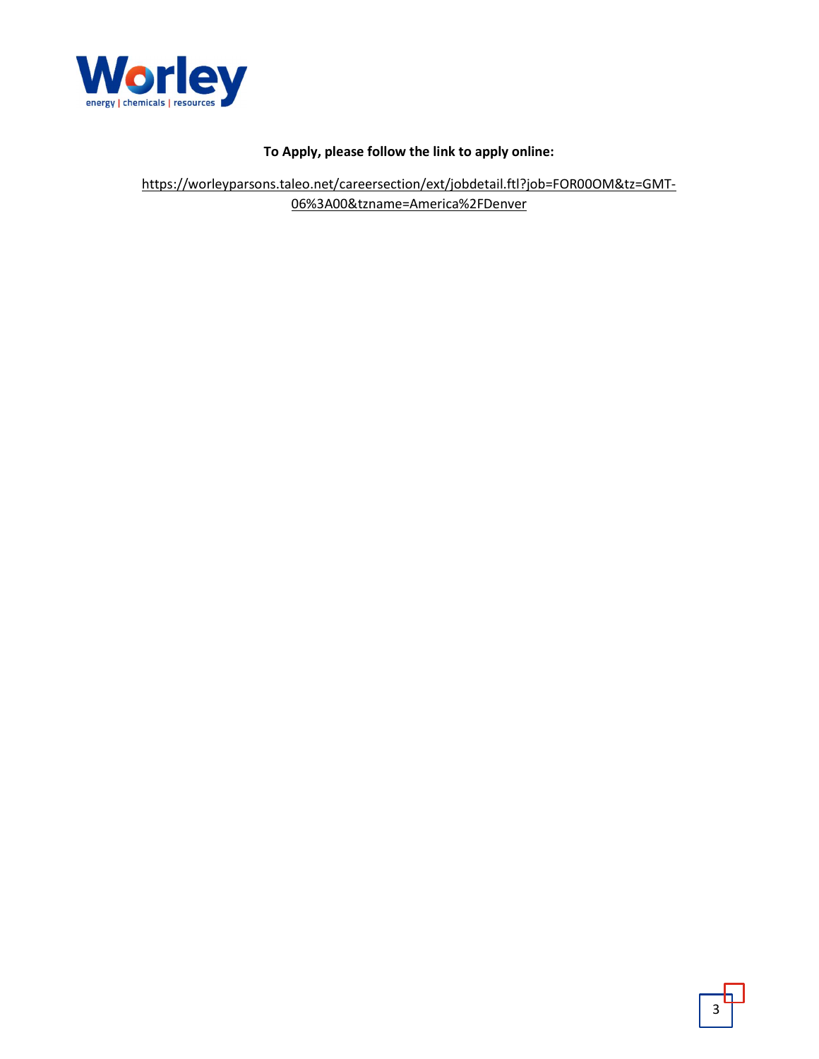**To Apply, please follow the link to apply online:**

https://worleyparsons.taleo.net/careersection/ext/jobdetail.ftl?job=FOR00OM&tz=GMT-06%3A00&tzname=America%2FDenver